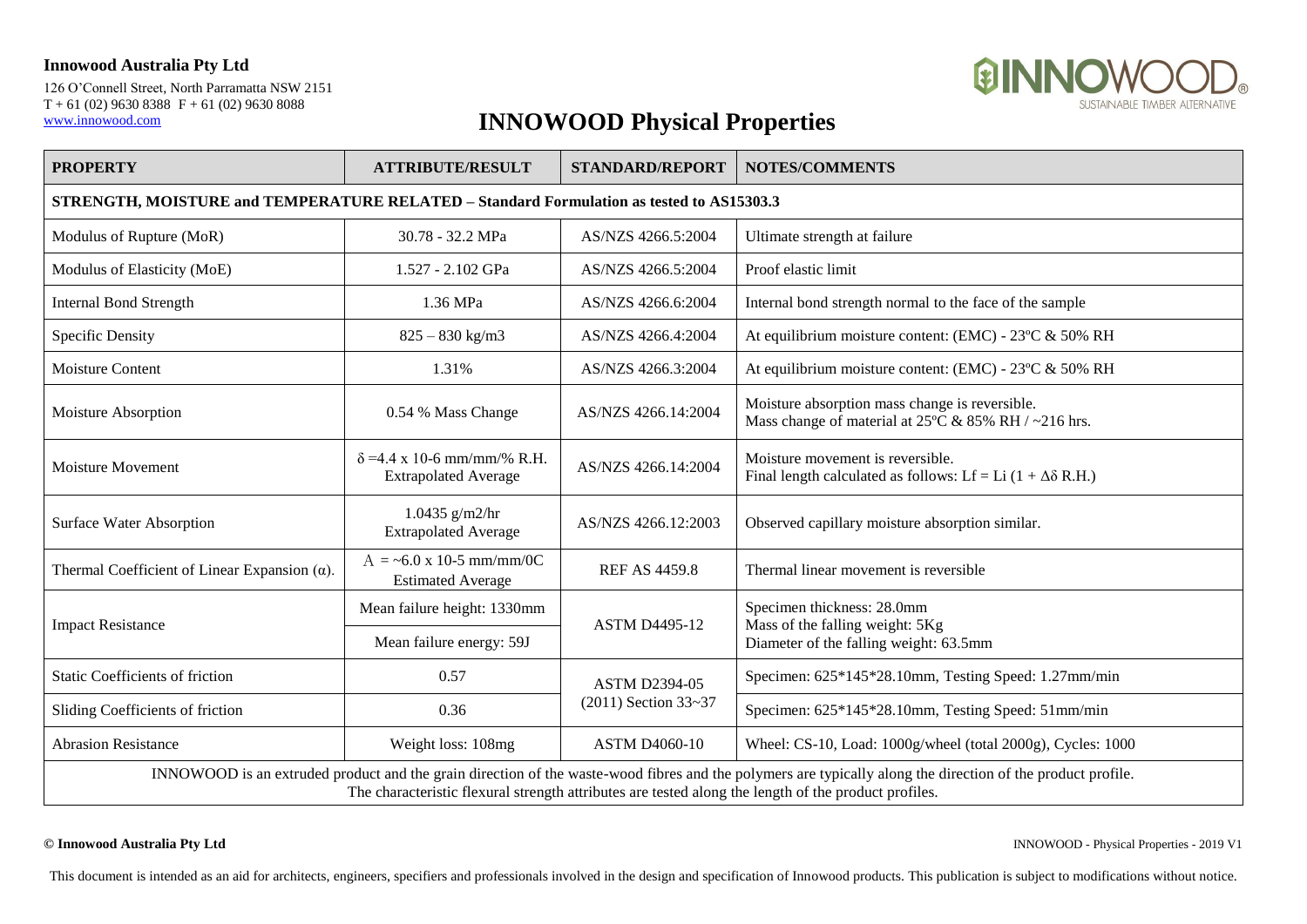**Innowood Australia Pty Ltd**

126 O'Connell Street, North Parramatta NSW 2151
T + 61 (02) 9630 8388 F + 61 (02) 9630 8088
www.innowood.com

# INNOWOOD Physical Properties

| PROPERTY | ATTRIBUTE/RESULT | STANDARD/REPORT | NOTES/COMMENTS |
|---|---|---|---|
| **STRENGTH, MOISTURE and TEMPERATURE RELATED – Standard Formulation as tested to AS15303.3** | | | |
| Modulus of Rupture (MoR) | 30.78 - 32.2 MPa | AS/NZS 4266.5:2004 | Ultimate strength at failure |
| Modulus of Elasticity (MoE) | 1.527 - 2.102 GPa | AS/NZS 4266.5:2004 | Proof elastic limit |
| Internal Bond Strength | 1.36 MPa | AS/NZS 4266.6:2004 | Internal bond strength normal to the face of the sample |
| Specific Density | 825 – 830 kg/m3 | AS/NZS 4266.4:2004 | At equilibrium moisture content: (EMC) - 23ºC & 50% RH |
| Moisture Content | 1.31% | AS/NZS 4266.3:2004 | At equilibrium moisture content: (EMC) - 23ºC & 50% RH |
| Moisture Absorption | 0.54 % Mass Change | AS/NZS 4266.14:2004 | Moisture absorption mass change is reversible. Mass change of material at 25ºC & 85% RH / ~216 hrs. |
| Moisture Movement | $\delta$ =4.4 x 10-6 mm/mm/% R.H. Extrapolated Average | AS/NZS 4266.14:2004 | Moisture movement is reversible. Final length calculated as follows: $Lf = Li\ (1 + \Delta\delta\ R.H.)$ |
| Surface Water Absorption | 1.0435 g/m2/hr Extrapolated Average | AS/NZS 4266.12:2003 | Observed capillary moisture absorption similar. |
| Thermal Coefficient of Linear Expansion ($\alpha$). | A = ~6.0 x 10-5 mm/mm/0C Estimated Average | REF AS 4459.8 | Thermal linear movement is reversible |
| Impact Resistance | Mean failure height: 1330mm | ASTM D4495-12 | Specimen thickness: 28.0mm Mass of the falling weight: 5Kg Diameter of the falling weight: 63.5mm |
| | Mean failure energy: 59J | | |
| Static Coefficients of friction | 0.57 | ASTM D2394-05 (2011) Section 33~37 | Specimen: 625*145*28.10mm, Testing Speed: 1.27mm/min |
| Sliding Coefficients of friction | 0.36 | | Specimen: 625*145*28.10mm, Testing Speed: 51mm/min |
| Abrasion Resistance | Weight loss: 108mg | ASTM D4060-10 | Wheel: CS-10, Load: 1000g/wheel (total 2000g), Cycles: 1000 |
| INNOWOOD is an extruded product and the grain direction of the waste-wood fibres and the polymers are typically along the direction of the product profile. The characteristic flexural strength attributes are tested along the length of the product profiles. | | | |

**© Innowood Australia Pty Ltd**

INNOWOOD - Physical Properties - 2019 V1

This document is intended as an aid for architects, engineers, specifiers and professionals involved in the design and specification of Innowood products. This publication is subject to modifications without notice.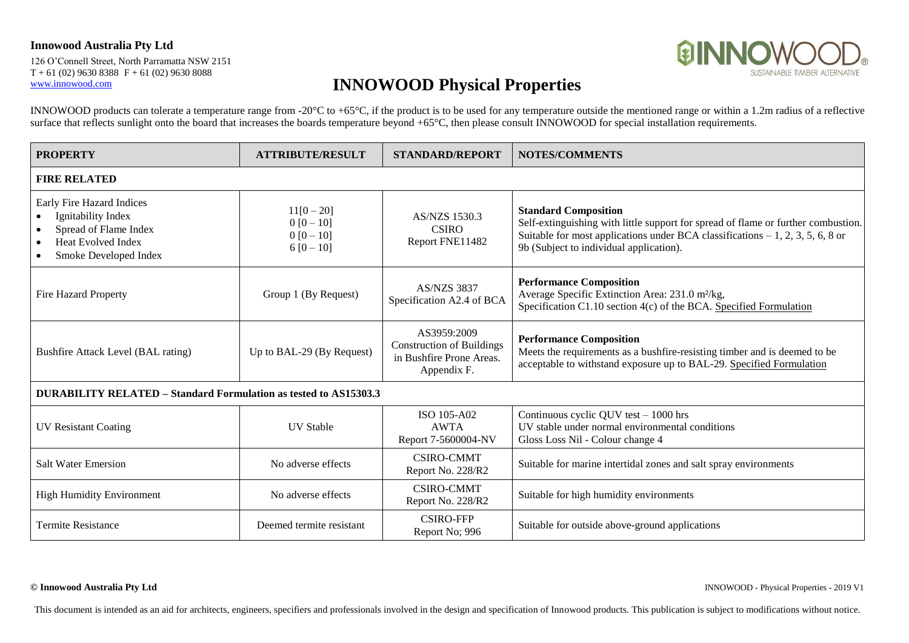**Innowood Australia Pty Ltd**

126 O'Connell Street, North Parramatta NSW 2151
T + 61 (02) 9630 8388 F + 61 (02) 9630 8088
www.innowood.com

# INNOWOOD Physical Properties

INNOWOOD products can tolerate a temperature range from -20°C to +65°C, if the product is to be used for any temperature outside the mentioned range or within a 1.2m radius of a reflective surface that reflects sunlight onto the board that increases the boards temperature beyond +65°C, then please consult INNOWOOD for special installation requirements.

| PROPERTY | ATTRIBUTE/RESULT | STANDARD/REPORT | NOTES/COMMENTS |
|---|---|---|---|
| **FIRE RELATED** | | | |
| Early Fire Hazard Indices<br>• Ignitability Index<br>• Spread of Flame Index<br>• Heat Evolved Index<br>• Smoke Developed Index | 11[0 – 20]<br>0 [0 – 10]<br>0 [0 – 10]<br>6 [0 – 10] | AS/NZS 1530.3<br>CSIRO<br>Report FNE11482 | **Standard Composition**<br>Self-extinguishing with little support for spread of flame or further combustion. Suitable for most applications under BCA classifications – 1, 2, 3, 5, 6, 8 or 9b (Subject to individual application). |
| Fire Hazard Property | Group 1 (By Request) | AS/NZS 3837<br>Specification A2.4 of BCA | **Performance Composition**<br>Average Specific Extinction Area: 231.0 m²/kg,<br>Specification C1.10 section 4(c) of the BCA. Specified Formulation |
| Bushfire Attack Level (BAL rating) | Up to BAL-29 (By Request) | AS3959:2009<br>Construction of Buildings in Bushfire Prone Areas.<br>Appendix F. | **Performance Composition**<br>Meets the requirements as a bushfire-resisting timber and is deemed to be acceptable to withstand exposure up to BAL-29. Specified Formulation |
| **DURABILITY RELATED – Standard Formulation as tested to AS15303.3** | | | |
| UV Resistant Coating | UV Stable | ISO 105-A02<br>AWTA<br>Report 7-5600004-NV | Continuous cyclic QUV test – 1000 hrs<br>UV stable under normal environmental conditions<br>Gloss Loss Nil - Colour change 4 |
| Salt Water Emersion | No adverse effects | CSIRO-CMMT<br>Report No. 228/R2 | Suitable for marine intertidal zones and salt spray environments |
| High Humidity Environment | No adverse effects | CSIRO-CMMT<br>Report No. 228/R2 | Suitable for high humidity environments |
| Termite Resistance | Deemed termite resistant | CSIRO-FFP<br>Report No; 996 | Suitable for outside above-ground applications |

**© Innowood Australia Pty Ltd** INNOWOOD - Physical Properties - 2019 V1

This document is intended as an aid for architects, engineers, specifiers and professionals involved in the design and specification of Innowood products. This publication is subject to modifications without notice.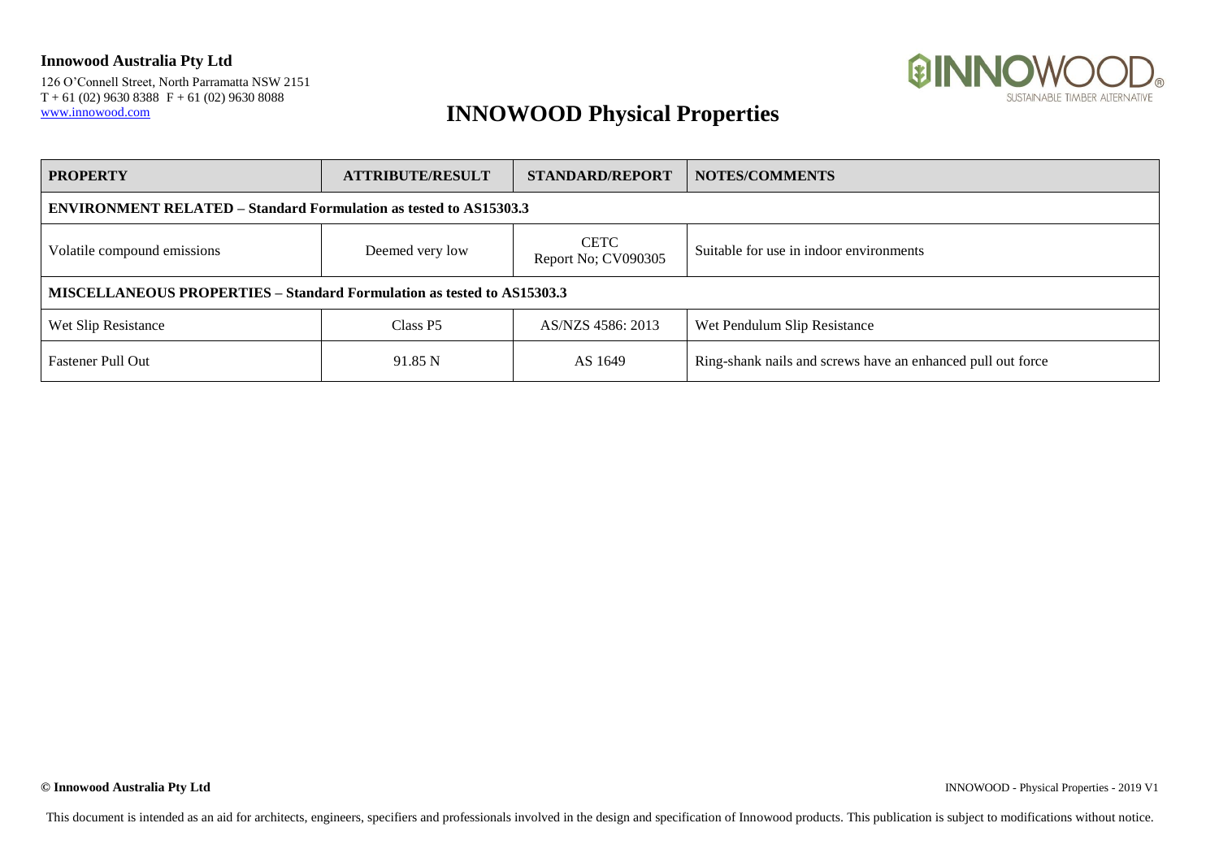**Innowood Australia Pty Ltd**

126 O'Connell Street, North Parramatta NSW 2151
T + 61 (02) 9630 8388  F + 61 (02) 9630 8088
www.innowood.com

# INNOWOOD Physical Properties

| PROPERTY | ATTRIBUTE/RESULT | STANDARD/REPORT | NOTES/COMMENTS |
|---|---|---|---|
| **ENVIRONMENT RELATED – Standard Formulation as tested to AS15303.3** | | | |
| Volatile compound emissions | Deemed very low | CETC Report No; CV090305 | Suitable for use in indoor environments |
| **MISCELLANEOUS PROPERTIES – Standard Formulation as tested to AS15303.3** | | | |
| Wet Slip Resistance | Class P5 | AS/NZS 4586: 2013 | Wet Pendulum Slip Resistance |
| Fastener Pull Out | 91.85 N | AS 1649 | Ring-shank nails and screws have an enhanced pull out force |

**© Innowood Australia Pty Ltd**

INNOWOOD - Physical Properties - 2019 V1

This document is intended as an aid for architects, engineers, specifiers and professionals involved in the design and specification of Innowood products. This publication is subject to modifications without notice.